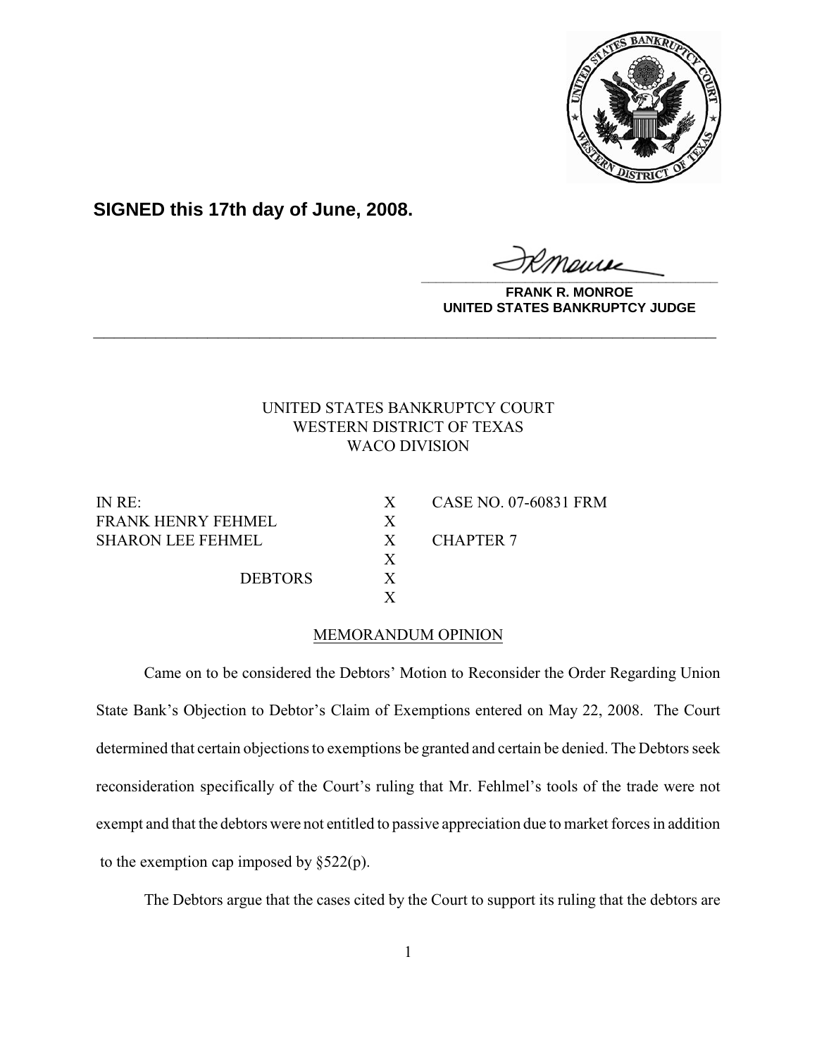**SIGNED this 17th day of June, 2008.**

**FRANK R. MONROE**
**UNITED STATES BANKRUPTCY JUDGE**

---

UNITED STATES BANKRUPTCY COURT
WESTERN DISTRICT OF TEXAS
WACO DIVISION

| | | |
|---|---|---|
| IN RE: | X | CASE NO. 07-60831 FRM |
| FRANK HENRY FEHMEL | X | |
| SHARON LEE FEHMEL | X | CHAPTER 7 |
| | X | |
| DEBTORS | X | |
| | X | |

MEMORANDUM OPINION

Came on to be considered the Debtors' Motion to Reconsider the Order Regarding Union State Bank's Objection to Debtor's Claim of Exemptions entered on May 22, 2008. The Court determined that certain objections to exemptions be granted and certain be denied. The Debtors seek reconsideration specifically of the Court's ruling that Mr. Fehlmel's tools of the trade were not exempt and that the debtors were not entitled to passive appreciation due to market forces in addition to the exemption cap imposed by §522(p).

The Debtors argue that the cases cited by the Court to support its ruling that the debtors are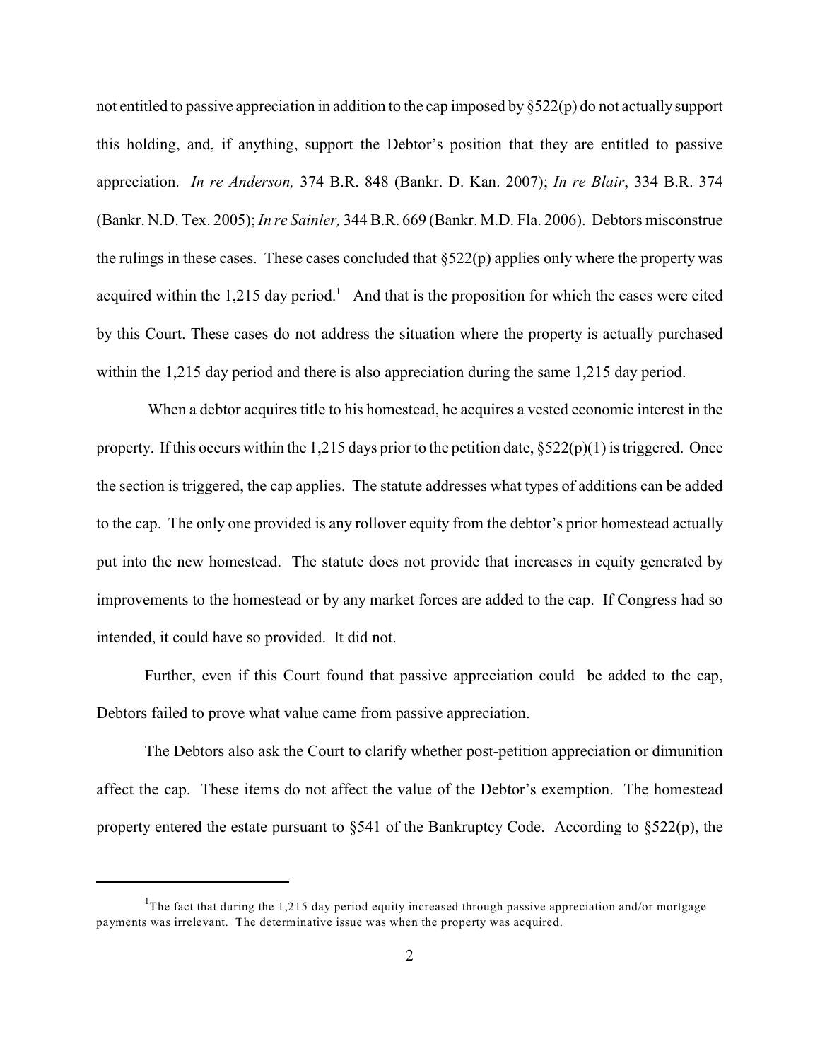not entitled to passive appreciation in addition to the cap imposed by §522(p) do not actually support this holding, and, if anything, support the Debtor's position that they are entitled to passive appreciation. *In re Anderson,* 374 B.R. 848 (Bankr. D. Kan. 2007); *In re Blair*, 334 B.R. 374 (Bankr. N.D. Tex. 2005); *In re Sainler,* 344 B.R. 669 (Bankr. M.D. Fla. 2006). Debtors misconstrue the rulings in these cases. These cases concluded that §522(p) applies only where the property was acquired within the 1,215 day period.[1] And that is the proposition for which the cases were cited by this Court. These cases do not address the situation where the property is actually purchased within the 1,215 day period and there is also appreciation during the same 1,215 day period.

When a debtor acquires title to his homestead, he acquires a vested economic interest in the property. If this occurs within the 1,215 days prior to the petition date, §522(p)(1) is triggered. Once the section is triggered, the cap applies. The statute addresses what types of additions can be added to the cap. The only one provided is any rollover equity from the debtor's prior homestead actually put into the new homestead. The statute does not provide that increases in equity generated by improvements to the homestead or by any market forces are added to the cap. If Congress had so intended, it could have so provided. It did not.

Further, even if this Court found that passive appreciation could be added to the cap, Debtors failed to prove what value came from passive appreciation.

The Debtors also ask the Court to clarify whether post-petition appreciation or dimunition affect the cap. These items do not affect the value of the Debtor's exemption. The homestead property entered the estate pursuant to §541 of the Bankruptcy Code. According to §522(p), the

---

[1] The fact that during the 1,215 day period equity increased through passive appreciation and/or mortgage payments was irrelevant. The determinative issue was when the property was acquired.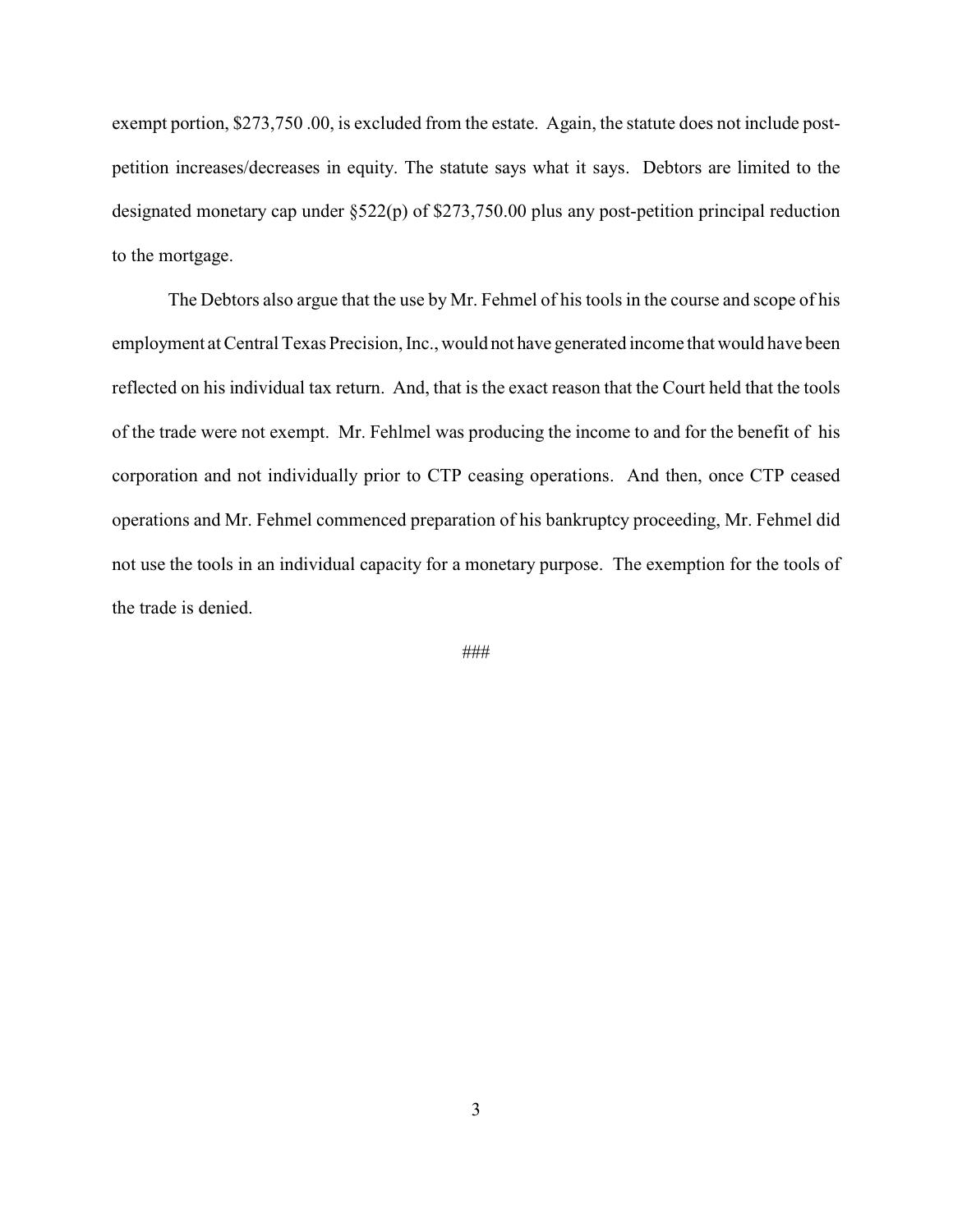exempt portion, $273,750 .00, is excluded from the estate. Again, the statute does not include post-petition increases/decreases in equity. The statute says what it says. Debtors are limited to the designated monetary cap under §522(p) of $273,750.00 plus any post-petition principal reduction to the mortgage.

The Debtors also argue that the use by Mr. Fehmel of his tools in the course and scope of his employment at Central Texas Precision, Inc., would not have generated income that would have been reflected on his individual tax return. And, that is the exact reason that the Court held that the tools of the trade were not exempt. Mr. Fehlmel was producing the income to and for the benefit of his corporation and not individually prior to CTP ceasing operations. And then, once CTP ceased operations and Mr. Fehmel commenced preparation of his bankruptcy proceeding, Mr. Fehmel did not use the tools in an individual capacity for a monetary purpose. The exemption for the tools of the trade is denied.

###